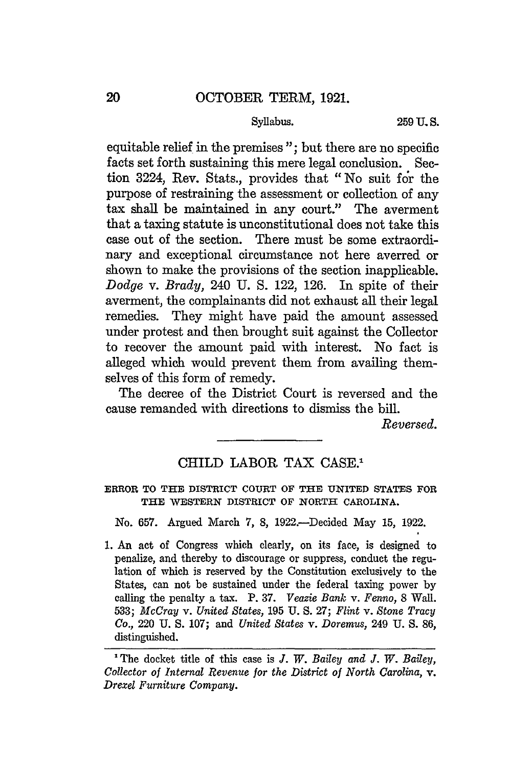equitable relief in the premises"; but there are no specific facts set forth sustaining this mere legal conclusion. Section 3224, Rev. Stats., provides that "No suit for the purpose of restraining the assessment or collection of any tax shall be maintained in any court." The averment that a taxing statute is unconstitutional does not take this case out of the section. There must be some extraordinary and exceptional circumstance not here averred or shown to make the provisions of the section inapplicable. *Dodge* v. *Brady*, 240 U. S. 122, 126. In spite of their averment, the complainants did not exhaust all their legal remedies. They might have paid the amount assessed under protest and then brought suit against the Collector to recover the amount paid with interest. No fact is alleged which would prevent them from availing themselves of this form of remedy.

The decree of the District Court is reversed and the cause remanded with directions to dismiss the bill.

*Reversed.*

---

## CHILD LABOR TAX CASE.[1]

ERROR TO THE DISTRICT COURT OF THE UNITED STATES FOR THE WESTERN DISTRICT OF NORTH CAROLINA.

No. 657. Argued March 7, 8, 1922.—Decided May 15, 1922.

1. An act of Congress which clearly, on its face, is designed to penalize, and thereby to discourage or suppress, conduct the regulation of which is reserved by the Constitution exclusively to the States, can not be sustained under the federal taxing power by calling the penalty a tax. P. 37. *Veazie Bank* v. *Fenno*, 8 Wall. 533; *McCray* v. *United States*, 195 U. S. 27; *Flint* v. *Stone Tracy Co.*, 220 U. S. 107; and *United States* v. *Doremus*, 249 U. S. 86, distinguished.

---

[1] The docket title of this case is *J. W. Bailey and J. W. Bailey, Collector of Internal Revenue for the District of North Carolina*, v. *Drexel Furniture Company.*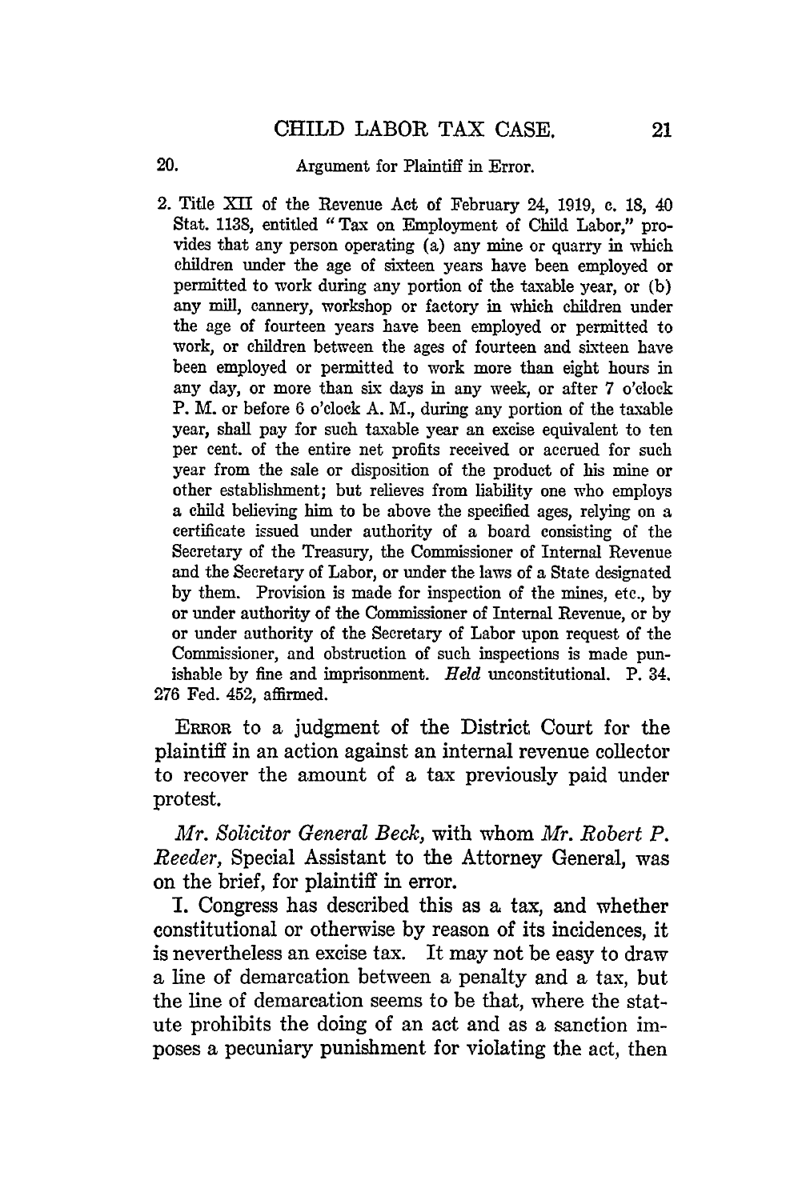2. Title XII of the Revenue Act of February 24, 1919, c. 18, 40 Stat. 1138, entitled "Tax on Employment of Child Labor," provides that any person operating (a) any mine or quarry in which children under the age of sixteen years have been employed or permitted to work during any portion of the taxable year, or (b) any mill, cannery, workshop or factory in which children under the age of fourteen years have been employed or permitted to work, or children between the ages of fourteen and sixteen have been employed or permitted to work more than eight hours in any day, or more than six days in any week, or after 7 o'clock P. M. or before 6 o'clock A. M., during any portion of the taxable year, shall pay for such taxable year an excise equivalent to ten per cent. of the entire net profits received or accrued for such year from the sale or disposition of the product of his mine or other establishment; but relieves from liability one who employs a child believing him to be above the specified ages, relying on a certificate issued under authority of a board consisting of the Secretary of the Treasury, the Commissioner of Internal Revenue and the Secretary of Labor, or under the laws of a State designated by them. Provision is made for inspection of the mines, etc., by or under authority of the Commissioner of Internal Revenue, or by or under authority of the Secretary of Labor upon request of the Commissioner, and obstruction of such inspections is made punishable by fine and imprisonment. *Held* unconstitutional. P. 34. 276 Fed. 452, affirmed.

ERROR to a judgment of the District Court for the plaintiff in an action against an internal revenue collector to recover the amount of a tax previously paid under protest.

*Mr. Solicitor General Beck,* with whom *Mr. Robert P. Reeder,* Special Assistant to the Attorney General, was on the brief, for plaintiff in error.

I. Congress has described this as a tax, and whether constitutional or otherwise by reason of its incidences, it is nevertheless an excise tax. It may not be easy to draw a line of demarcation between a penalty and a tax, but the line of demarcation seems to be that, where the statute prohibits the doing of an act and as a sanction imposes a pecuniary punishment for violating the act, then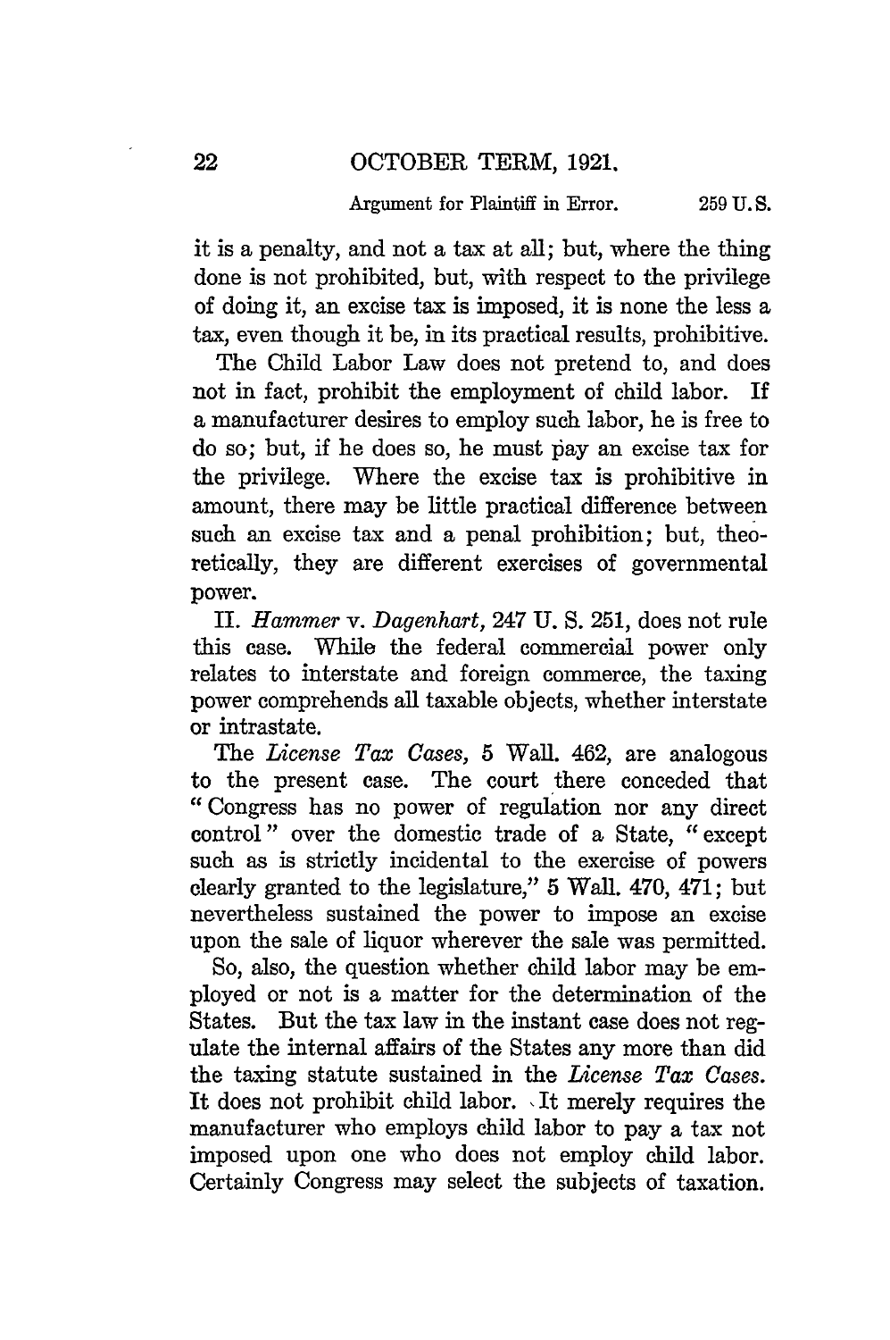it is a penalty, and not a tax at all; but, where the thing done is not prohibited, but, with respect to the privilege of doing it, an excise tax is imposed, it is none the less a tax, even though it be, in its practical results, prohibitive.

The Child Labor Law does not pretend to, and does not in fact, prohibit the employment of child labor. If a manufacturer desires to employ such labor, he is free to do so; but, if he does so, he must pay an excise tax for the privilege. Where the excise tax is prohibitive in amount, there may be little practical difference between such an excise tax and a penal prohibition; but, theoretically, they are different exercises of governmental power.

II. *Hammer* v. *Dagenhart*, 247 U. S. 251, does not rule this case. While the federal commercial power only relates to interstate and foreign commerce, the taxing power comprehends all taxable objects, whether interstate or intrastate.

The *License Tax Cases*, 5 Wall. 462, are analogous to the present case. The court there conceded that "Congress has no power of regulation nor any direct control" over the domestic trade of a State, "except such as is strictly incidental to the exercise of powers clearly granted to the legislature," 5 Wall. 470, 471; but nevertheless sustained the power to impose an excise upon the sale of liquor wherever the sale was permitted.

So, also, the question whether child labor may be employed or not is a matter for the determination of the States. But the tax law in the instant case does not regulate the internal affairs of the States any more than did the taxing statute sustained in the *License Tax Cases*. It does not prohibit child labor. It merely requires the manufacturer who employs child labor to pay a tax not imposed upon one who does not employ child labor. Certainly Congress may select the subjects of taxation.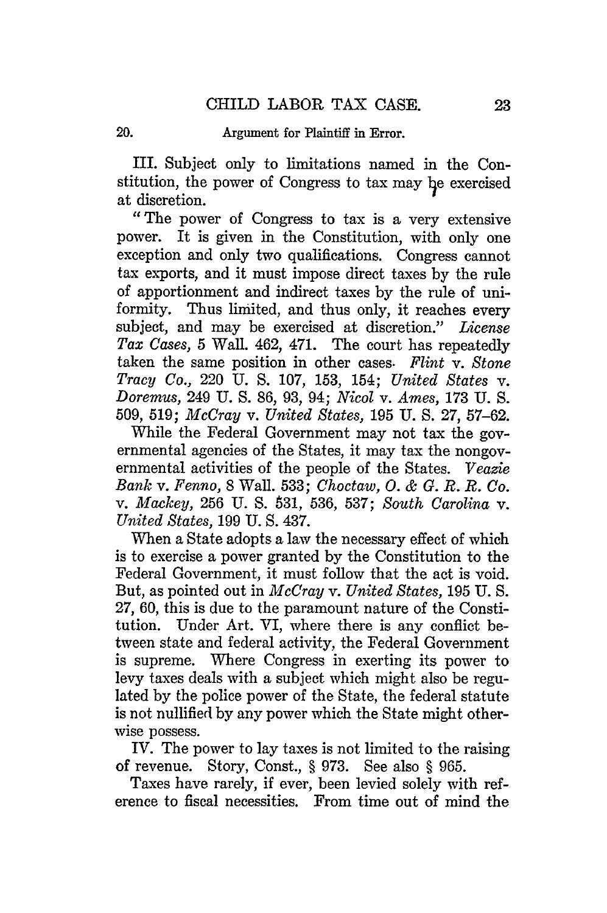III. Subject only to limitations named in the Constitution, the power of Congress to tax may be exercised at discretion.

"The power of Congress to tax is a very extensive power. It is given in the Constitution, with only one exception and only two qualifications. Congress cannot tax exports, and it must impose direct taxes by the rule of apportionment and indirect taxes by the rule of uniformity. Thus limited, and thus only, it reaches every subject, and may be exercised at discretion." *License Tax Cases*, 5 Wall. 462, 471. The court has repeatedly taken the same position in other cases. *Flint* v. *Stone Tracy Co.*, 220 U. S. 107, 153, 154; *United States* v. *Doremus*, 249 U. S. 86, 93, 94; *Nicol* v. *Ames*, 173 U. S. 509, 519; *McCray* v. *United States*, 195 U. S. 27, 57–62.

While the Federal Government may not tax the governmental agencies of the States, it may tax the nongovernmental activities of the people of the States. *Veazie Bank* v. *Fenno*, 8 Wall. 533; *Choctaw, O. & G. R. R. Co.* v. *Mackey*, 256 U. S. 531, 536, 537; *South Carolina* v. *United States*, 199 U. S. 437.

When a State adopts a law the necessary effect of which is to exercise a power granted by the Constitution to the Federal Government, it must follow that the act is void. But, as pointed out in *McCray* v. *United States*, 195 U. S. 27, 60, this is due to the paramount nature of the Constitution. Under Art. VI, where there is any conflict between state and federal activity, the Federal Government is supreme. Where Congress in exerting its power to levy taxes deals with a subject which might also be regulated by the police power of the State, the federal statute is not nullified by any power which the State might otherwise possess.

IV. The power to lay taxes is not limited to the raising of revenue. Story, Const., § 973. See also § 965.

Taxes have rarely, if ever, been levied solely with reference to fiscal necessities. From time out of mind the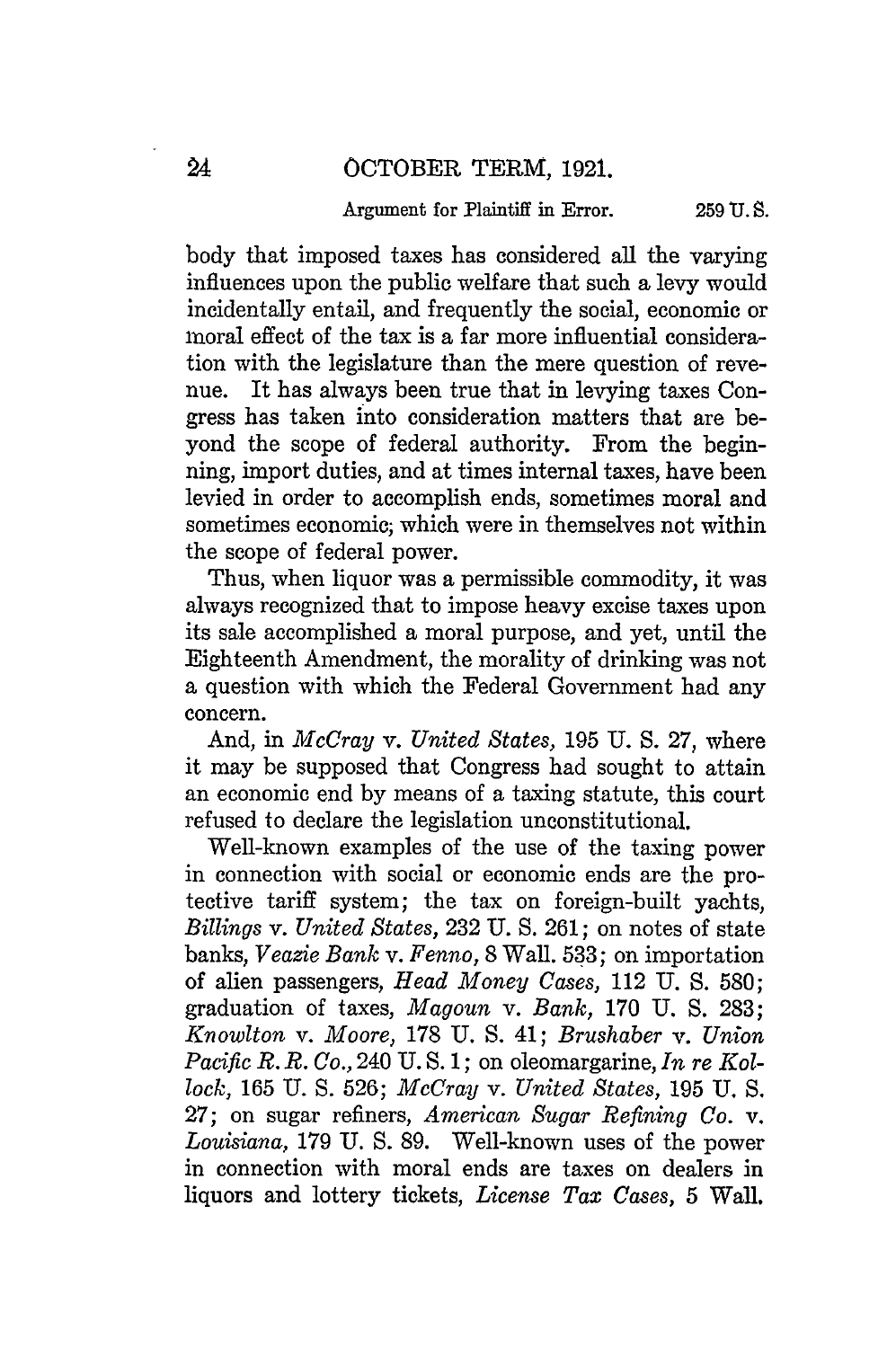body that imposed taxes has considered all the varying influences upon the public welfare that such a levy would incidentally entail, and frequently the social, economic or moral effect of the tax is a far more influential consideration with the legislature than the mere question of revenue. It has always been true that in levying taxes Congress has taken into consideration matters that are beyond the scope of federal authority. From the beginning, import duties, and at times internal taxes, have been levied in order to accomplish ends, sometimes moral and sometimes economic; which were in themselves not within the scope of federal power.

Thus, when liquor was a permissible commodity, it was always recognized that to impose heavy excise taxes upon its sale accomplished a moral purpose, and yet, until the Eighteenth Amendment, the morality of drinking was not a question with which the Federal Government had any concern.

And, in *McCray* v. *United States,* 195 U. S. 27, where it may be supposed that Congress had sought to attain an economic end by means of a taxing statute, this court refused to declare the legislation unconstitutional.

Well-known examples of the use of the taxing power in connection with social or economic ends are the protective tariff system; the tax on foreign-built yachts, *Billings* v. *United States,* 232 U. S. 261; on notes of state banks, *Veazie Bank* v. *Fenno,* 8 Wall. 533; on importation of alien passengers, *Head Money Cases,* 112 U. S. 580; graduation of taxes, *Magoun* v. *Bank,* 170 U. S. 283; *Knowlton* v. *Moore,* 178 U. S. 41; *Brushaber* v. *Union Pacific R. R. Co.,* 240 U. S. 1; on oleomargarine, *In re Kollock,* 165 U. S. 526; *McCray* v. *United States,* 195 U. S. 27; on sugar refiners, *American Sugar Refining Co.* v. *Louisiana,* 179 U. S. 89. Well-known uses of the power in connection with moral ends are taxes on dealers in liquors and lottery tickets, *License Tax Cases,* 5 Wall.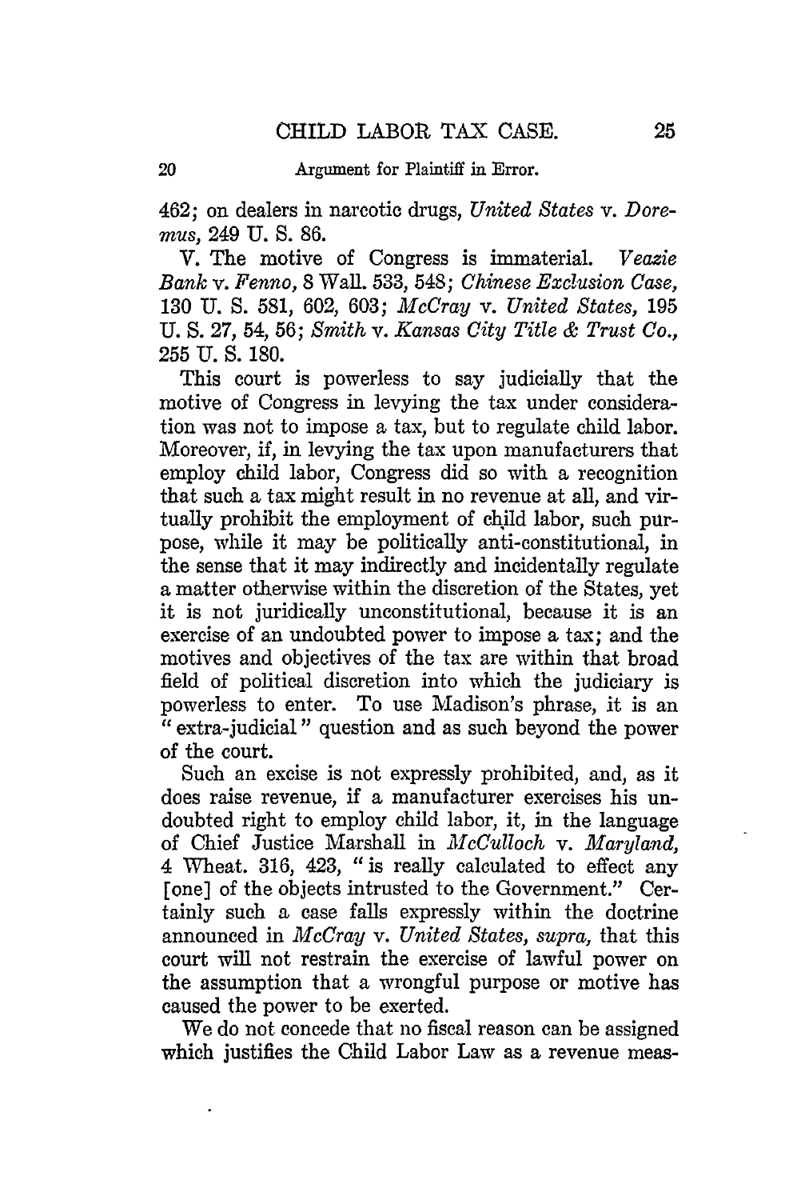462; on dealers in narcotic drugs, *United States* v. *Doremus*, 249 U. S. 86.

V. The motive of Congress is immaterial. *Veazie Bank* v. *Fenno*, 8 Wall. 533, 548; *Chinese Exclusion Case*, 130 U. S. 581, 602, 603; *McCray* v. *United States*, 195 U. S. 27, 54, 56; *Smith* v. *Kansas City Title & Trust Co.*, 255 U. S. 180.

This court is powerless to say judicially that the motive of Congress in levying the tax under consideration was not to impose a tax, but to regulate child labor. Moreover, if, in levying the tax upon manufacturers that employ child labor, Congress did so with a recognition that such a tax might result in no revenue at all, and virtually prohibit the employment of child labor, such purpose, while it may be politically anti-constitutional, in the sense that it may indirectly and incidentally regulate a matter otherwise within the discretion of the States, yet it is not juridically unconstitutional, because it is an exercise of an undoubted power to impose a tax; and the motives and objectives of the tax are within that broad field of political discretion into which the judiciary is powerless to enter. To use Madison's phrase, it is an "extra-judicial" question and as such beyond the power of the court.

Such an excise is not expressly prohibited, and, as it does raise revenue, if a manufacturer exercises his undoubted right to employ child labor, it, in the language of Chief Justice Marshall in *McCulloch* v. *Maryland*, 4 Wheat. 316, 423, "is really calculated to effect any [one] of the objects intrusted to the Government." Certainly such a case falls expressly within the doctrine announced in *McCray* v. *United States*, *supra*, that this court will not restrain the exercise of lawful power on the assumption that a wrongful purpose or motive has caused the power to be exerted.

We do not concede that no fiscal reason can be assigned which justifies the Child Labor Law as a revenue meas-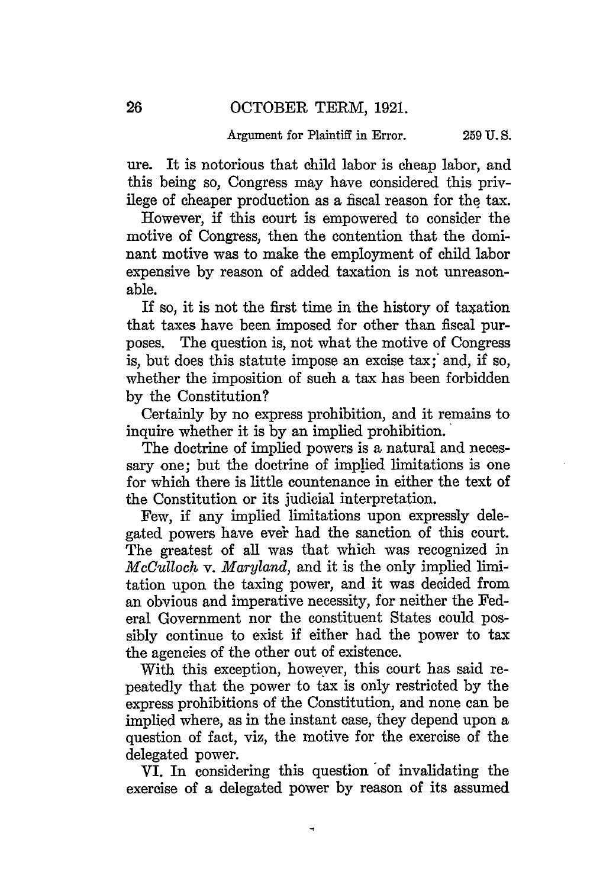ure. It is notorious that child labor is cheap labor, and this being so, Congress may have considered this privilege of cheaper production as a fiscal reason for the tax.

However, if this court is empowered to consider the motive of Congress, then the contention that the dominant motive was to make the employment of child labor expensive by reason of added taxation is not unreasonable.

If so, it is not the first time in the history of taxation that taxes have been imposed for other than fiscal purposes. The question is, not what the motive of Congress is, but does this statute impose an excise tax; and, if so, whether the imposition of such a tax has been forbidden by the Constitution?

Certainly by no express prohibition, and it remains to inquire whether it is by an implied prohibition.

The doctrine of implied powers is a natural and necessary one; but the doctrine of implied limitations is one for which there is little countenance in either the text of the Constitution or its judicial interpretation.

Few, if any implied limitations upon expressly delegated powers have ever had the sanction of this court. The greatest of all was that which was recognized in *McCulloch* v. *Maryland*, and it is the only implied limitation upon the taxing power, and it was decided from an obvious and imperative necessity, for neither the Federal Government nor the constituent States could possibly continue to exist if either had the power to tax the agencies of the other out of existence.

With this exception, however, this court has said repeatedly that the power to tax is only restricted by the express prohibitions of the Constitution, and none can be implied where, as in the instant case, they depend upon a question of fact, viz, the motive for the exercise of the delegated power.

VI. In considering this question of invalidating the exercise of a delegated power by reason of its assumed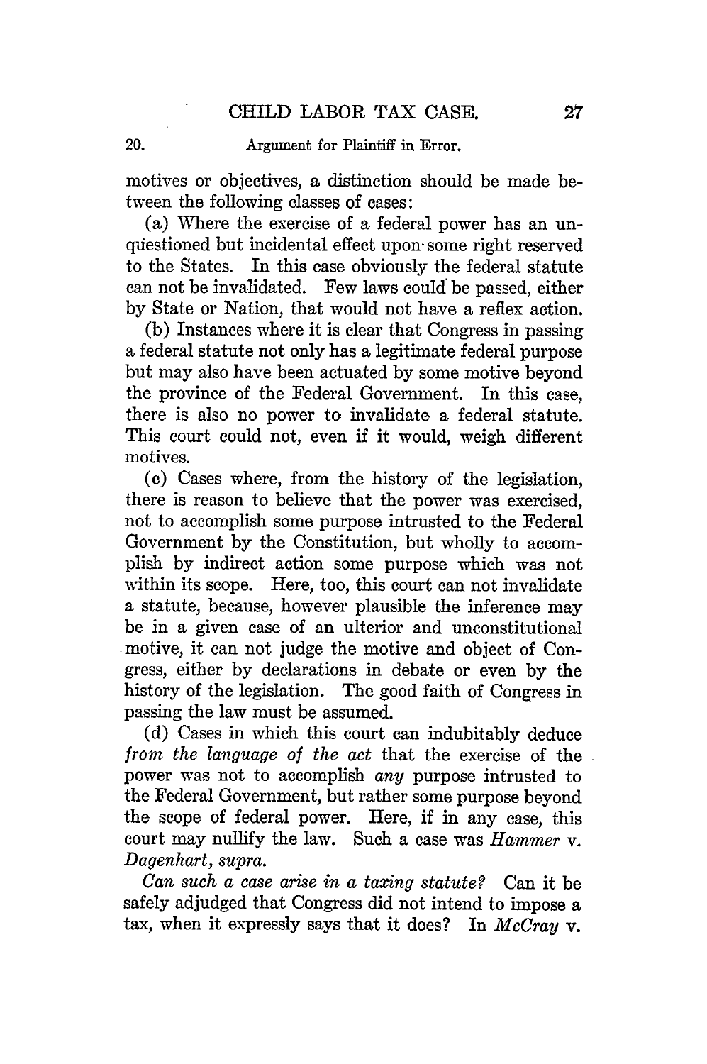motives or objectives, a distinction should be made between the following classes of cases:

(a) Where the exercise of a federal power has an unquestioned but incidental effect upon some right reserved to the States. In this case obviously the federal statute can not be invalidated. Few laws could be passed, either by State or Nation, that would not have a reflex action.

(b) Instances where it is clear that Congress in passing a federal statute not only has a legitimate federal purpose but may also have been actuated by some motive beyond the province of the Federal Government. In this case, there is also no power to invalidate a federal statute. This court could not, even if it would, weigh different motives.

(c) Cases where, from the history of the legislation, there is reason to believe that the power was exercised, not to accomplish some purpose intrusted to the Federal Government by the Constitution, but wholly to accomplish by indirect action some purpose which was not within its scope. Here, too, this court can not invalidate a statute, because, however plausible the inference may be in a given case of an ulterior and unconstitutional motive, it can not judge the motive and object of Congress, either by declarations in debate or even by the history of the legislation. The good faith of Congress in passing the law must be assumed.

(d) Cases in which this court can indubitably deduce *from the language of the act* that the exercise of the power was not to accomplish *any* purpose intrusted to the Federal Government, but rather some purpose beyond the scope of federal power. Here, if in any case, this court may nullify the law. Such a case was *Hammer* v. *Dagenhart, supra.*

*Can such a case arise in a taxing statute?* Can it be safely adjudged that Congress did not intend to impose a tax, when it expressly says that it does? In *McCray* v.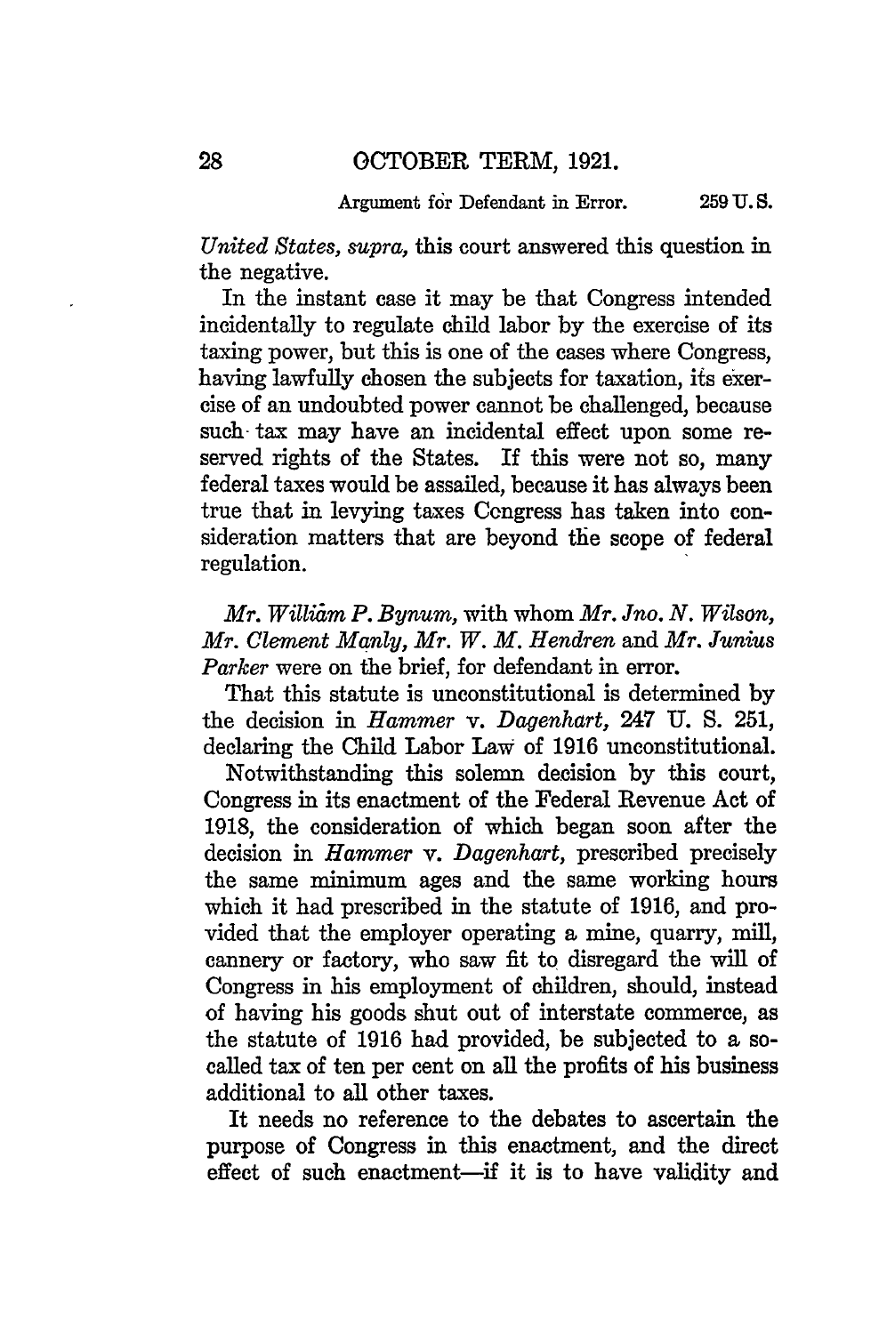*United States, supra*, this court answered this question in the negative.

In the instant case it may be that Congress intended incidentally to regulate child labor by the exercise of its taxing power, but this is one of the cases where Congress, having lawfully chosen the subjects for taxation, its exercise of an undoubted power cannot be challenged, because such tax may have an incidental effect upon some reserved rights of the States. If this were not so, many federal taxes would be assailed, because it has always been true that in levying taxes Congress has taken into consideration matters that are beyond the scope of federal regulation.

*Mr. William P. Bynum*, with whom *Mr. Jno. N. Wilson*, *Mr. Clement Manly*, *Mr. W. M. Hendren* and *Mr. Junius Parker* were on the brief, for defendant in error.

That this statute is unconstitutional is determined by the decision in *Hammer* v. *Dagenhart*, 247 U. S. 251, declaring the Child Labor Law of 1916 unconstitutional.

Notwithstanding this solemn decision by this court, Congress in its enactment of the Federal Revenue Act of 1918, the consideration of which began soon after the decision in *Hammer* v. *Dagenhart*, prescribed precisely the same minimum ages and the same working hours which it had prescribed in the statute of 1916, and provided that the employer operating a mine, quarry, mill, cannery or factory, who saw fit to disregard the will of Congress in his employment of children, should, instead of having his goods shut out of interstate commerce, as the statute of 1916 had provided, be subjected to a so-called tax of ten per cent on all the profits of his business additional to all other taxes.

It needs no reference to the debates to ascertain the purpose of Congress in this enactment, and the direct effect of such enactment—if it is to have validity and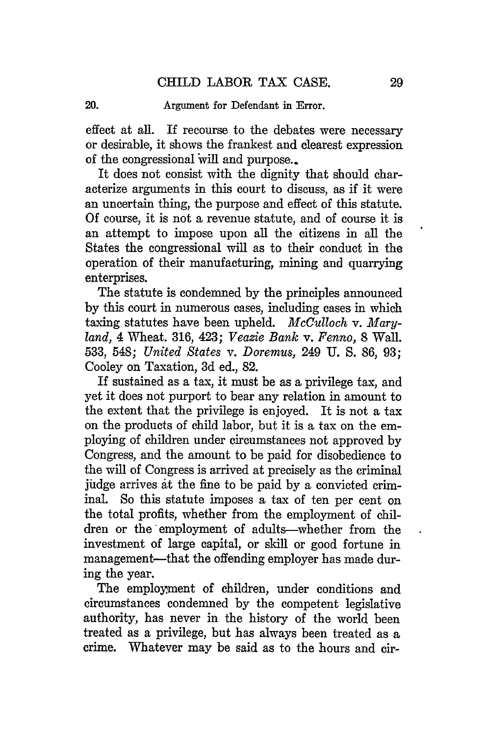effect at all. If recourse to the debates were necessary or desirable, it shows the frankest and clearest expression of the congressional will and purpose.

It does not consist with the dignity that should characterize arguments in this court to discuss, as if it were an uncertain thing, the purpose and effect of this statute. Of course, it is not a revenue statute, and of course it is an attempt to impose upon all the citizens in all the States the congressional will as to their conduct in the operation of their manufacturing, mining and quarrying enterprises.

The statute is condemned by the principles announced by this court in numerous cases, including cases in which taxing statutes have been upheld. *McCulloch* v. *Maryland*, 4 Wheat. 316, 423; *Veazie Bank* v. *Fenno*, 8 Wall. 533, 548; *United States* v. *Doremus*, 249 U. S. 86, 93; Cooley on Taxation, 3d ed., 82.

If sustained as a tax, it must be as a privilege tax, and yet it does not purport to bear any relation in amount to the extent that the privilege is enjoyed. It is not a tax on the products of child labor, but it is a tax on the employing of children under circumstances not approved by Congress, and the amount to be paid for disobedience to the will of Congress is arrived at precisely as the criminal judge arrives at the fine to be paid by a convicted criminal. So this statute imposes a tax of ten per cent on the total profits, whether from the employment of children or the employment of adults—whether from the investment of large capital, or skill or good fortune in management—that the offending employer has made during the year.

The employment of children, under conditions and circumstances condemned by the competent legislative authority, has never in the history of the world been treated as a privilege, but has always been treated as a crime. Whatever may be said as to the hours and cir-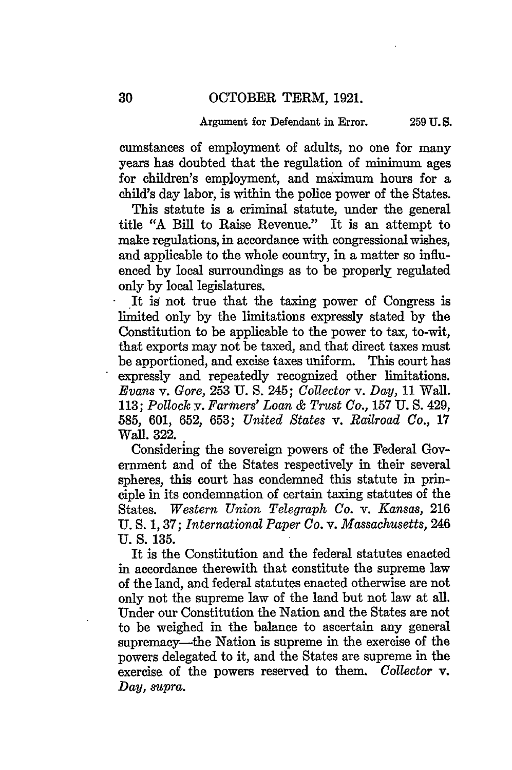cumstances of employment of adults, no one for many years has doubted that the regulation of minimum ages for children's employment, and maximum hours for a child's day labor, is within the police power of the States.

This statute is a criminal statute, under the general title "A Bill to Raise Revenue." It is an attempt to make regulations, in accordance with congressional wishes, and applicable to the whole country, in a matter so influenced by local surroundings as to be properly regulated only by local legislatures.

It is not true that the taxing power of Congress is limited only by the limitations expressly stated by the Constitution to be applicable to the power to tax, to-wit, that exports may not be taxed, and that direct taxes must be apportioned, and excise taxes uniform. This court has expressly and repeatedly recognized other limitations. *Evans* v. *Gore,* 253 U. S. 245; *Collector* v. *Day,* 11 Wall. 113; *Pollock* v. *Farmers' Loan & Trust Co.,* 157 U. S. 429, 585, 601, 652, 653; *United States* v. *Railroad Co.,* 17 Wall. 322.

Considering the sovereign powers of the Federal Government and of the States respectively in their several spheres, this court has condemned this statute in principle in its condemnation of certain taxing statutes of the States. *Western Union Telegraph Co.* v. *Kansas,* 216 U. S. 1, 37; *International Paper Co.* v. *Massachusetts,* 246 U. S. 135.

It is the Constitution and the federal statutes enacted in accordance therewith that constitute the supreme law of the land, and federal statutes enacted otherwise are not only not the supreme law of the land but not law at all. Under our Constitution the Nation and the States are not to be weighed in the balance to ascertain any general supremacy—the Nation is supreme in the exercise of the powers delegated to it, and the States are supreme in the exercise of the powers reserved to them. *Collector* v. *Day, supra.*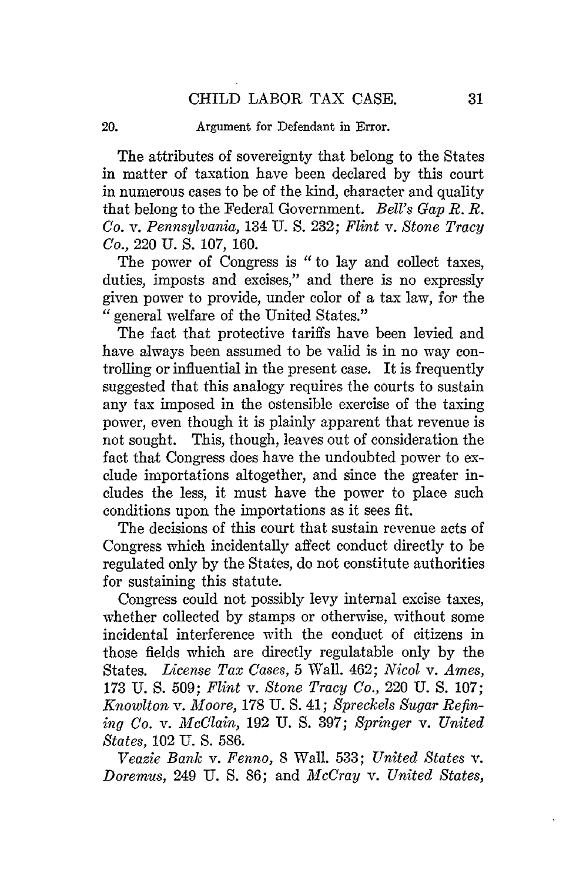The attributes of sovereignty that belong to the States in matter of taxation have been declared by this court in numerous cases to be of the kind, character and quality that belong to the Federal Government. *Bell's Gap R. R. Co.* v. *Pennsylvania*, 134 U. S. 232; *Flint* v. *Stone Tracy Co.*, 220 U. S. 107, 160.

The power of Congress is "to lay and collect taxes, duties, imposts and excises," and there is no expressly given power to provide, under color of a tax law, for the "general welfare of the United States."

The fact that protective tariffs have been levied and have always been assumed to be valid is in no way controlling or influential in the present case. It is frequently suggested that this analogy requires the courts to sustain any tax imposed in the ostensible exercise of the taxing power, even though it is plainly apparent that revenue is not sought. This, though, leaves out of consideration the fact that Congress does have the undoubted power to exclude importations altogether, and since the greater includes the less, it must have the power to place such conditions upon the importations as it sees fit.

The decisions of this court that sustain revenue acts of Congress which incidentally affect conduct directly to be regulated only by the States, do not constitute authorities for sustaining this statute.

Congress could not possibly levy internal excise taxes, whether collected by stamps or otherwise, without some incidental interference with the conduct of citizens in those fields which are directly regulatable only by the States. *License Tax Cases*, 5 Wall. 462; *Nicol* v. *Ames*, 173 U. S. 509; *Flint* v. *Stone Tracy Co.*, 220 U. S. 107; *Knowlton* v. *Moore*, 178 U. S. 41; *Spreckels Sugar Refining Co.* v. *McClain*, 192 U. S. 397; *Springer* v. *United States*, 102 U. S. 586.

*Veazie Bank* v. *Fenno*, 8 Wall. 533; *United States* v. *Doremus*, 249 U. S. 86; and *McCray* v. *United States*,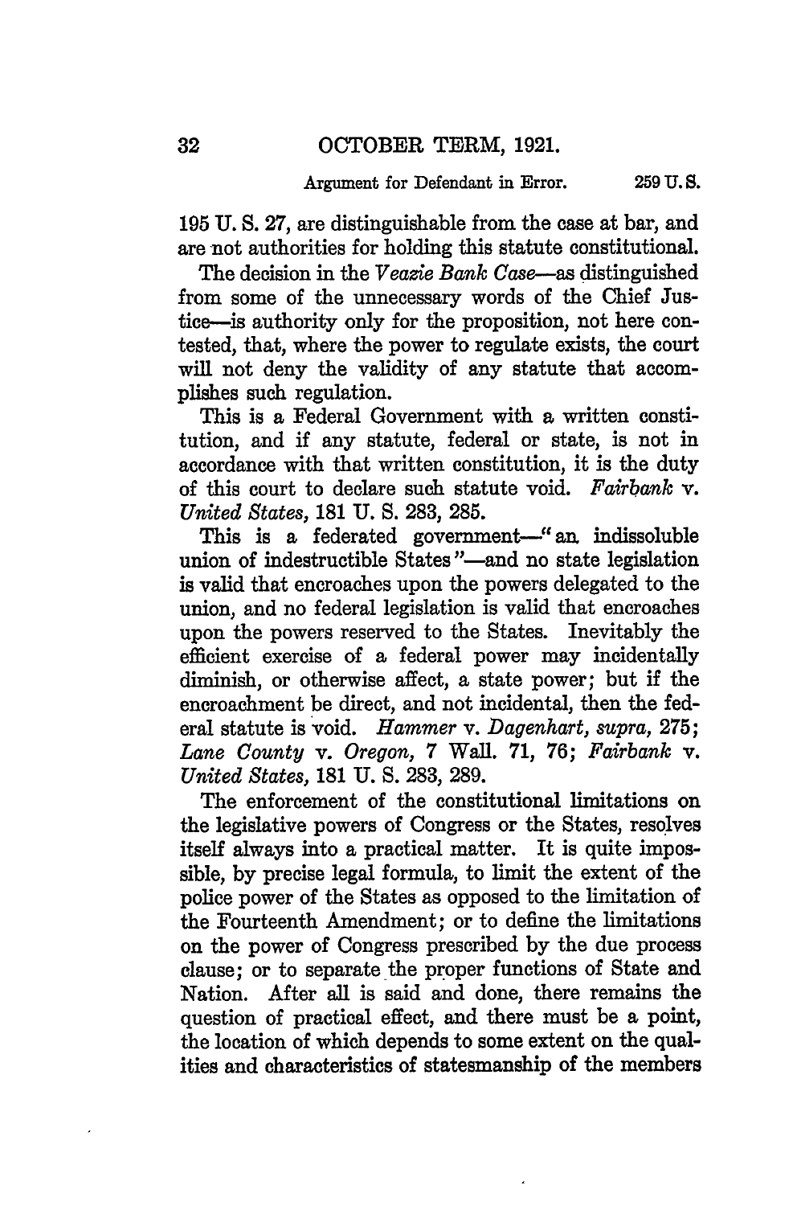195 U. S. 27, are distinguishable from the case at bar, and are not authorities for holding this statute constitutional.

The decision in the *Veazie Bank Case*—as distinguished from some of the unnecessary words of the Chief Justice—is authority only for the proposition, not here contested, that, where the power to regulate exists, the court will not deny the validity of any statute that accomplishes such regulation.

This is a Federal Government with a written constitution, and if any statute, federal or state, is not in accordance with that written constitution, it is the duty of this court to declare such statute void. *Fairbank* v. *United States*, 181 U. S. 283, 285.

This is a federated government—"an indissoluble union of indestructible States"—and no state legislation is valid that encroaches upon the powers delegated to the union, and no federal legislation is valid that encroaches upon the powers reserved to the States. Inevitably the efficient exercise of a federal power may incidentally diminish, or otherwise affect, a state power; but if the encroachment be direct, and not incidental, then the federal statute is void. *Hammer* v. *Dagenhart*, *supra*, 275; *Lane County* v. *Oregon*, 7 Wall. 71, 76; *Fairbank* v. *United States*, 181 U. S. 283, 289.

The enforcement of the constitutional limitations on the legislative powers of Congress or the States, resolves itself always into a practical matter. It is quite impossible, by precise legal formula, to limit the extent of the police power of the States as opposed to the limitation of the Fourteenth Amendment; or to define the limitations on the power of Congress prescribed by the due process clause; or to separate the proper functions of State and Nation. After all is said and done, there remains the question of practical effect, and there must be a point, the location of which depends to some extent on the qualities and characteristics of statesmanship of the members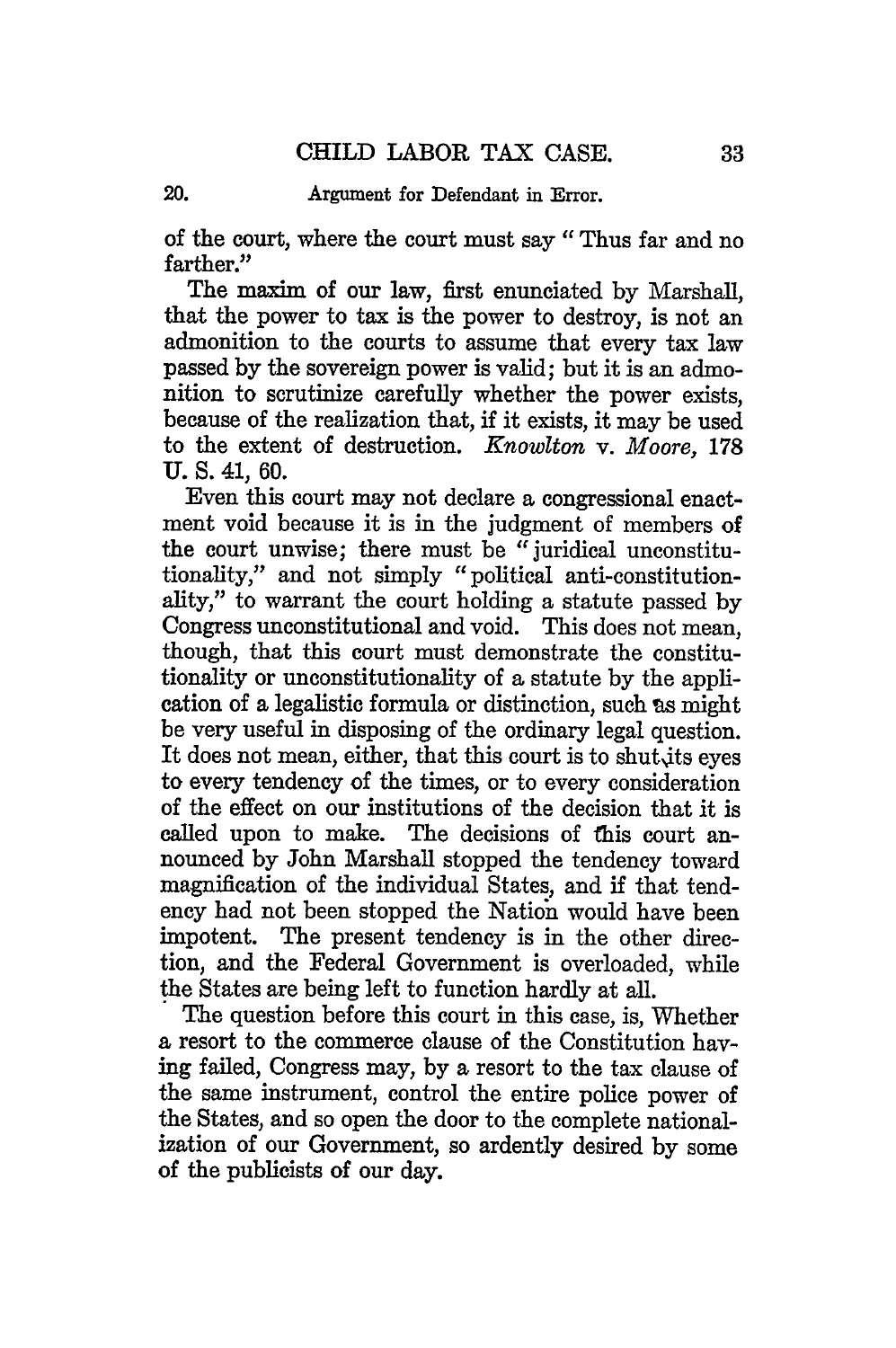of the court, where the court must say "Thus far and no farther."

The maxim of our law, first enunciated by Marshall, that the power to tax is the power to destroy, is not an admonition to the courts to assume that every tax law passed by the sovereign power is valid; but it is an admonition to scrutinize carefully whether the power exists, because of the realization that, if it exists, it may be used to the extent of destruction. *Knowlton* v. *Moore,* 178 U. S. 41, 60.

Even this court may not declare a congressional enactment void because it is in the judgment of members of the court unwise; there must be "juridical unconstitutionality," and not simply "political anti-constitutionality," to warrant the court holding a statute passed by Congress unconstitutional and void. This does not mean, though, that this court must demonstrate the constitutionality or unconstitutionality of a statute by the application of a legalistic formula or distinction, such as might be very useful in disposing of the ordinary legal question. It does not mean, either, that this court is to shut its eyes to every tendency of the times, or to every consideration of the effect on our institutions of the decision that it is called upon to make. The decisions of this court announced by John Marshall stopped the tendency toward magnification of the individual States, and if that tendency had not been stopped the Nation would have been impotent. The present tendency is in the other direction, and the Federal Government is overloaded, while the States are being left to function hardly at all.

The question before this court in this case, is, Whether a resort to the commerce clause of the Constitution having failed, Congress may, by a resort to the tax clause of the same instrument, control the entire police power of the States, and so open the door to the complete nationalization of our Government, so ardently desired by some of the publicists of our day.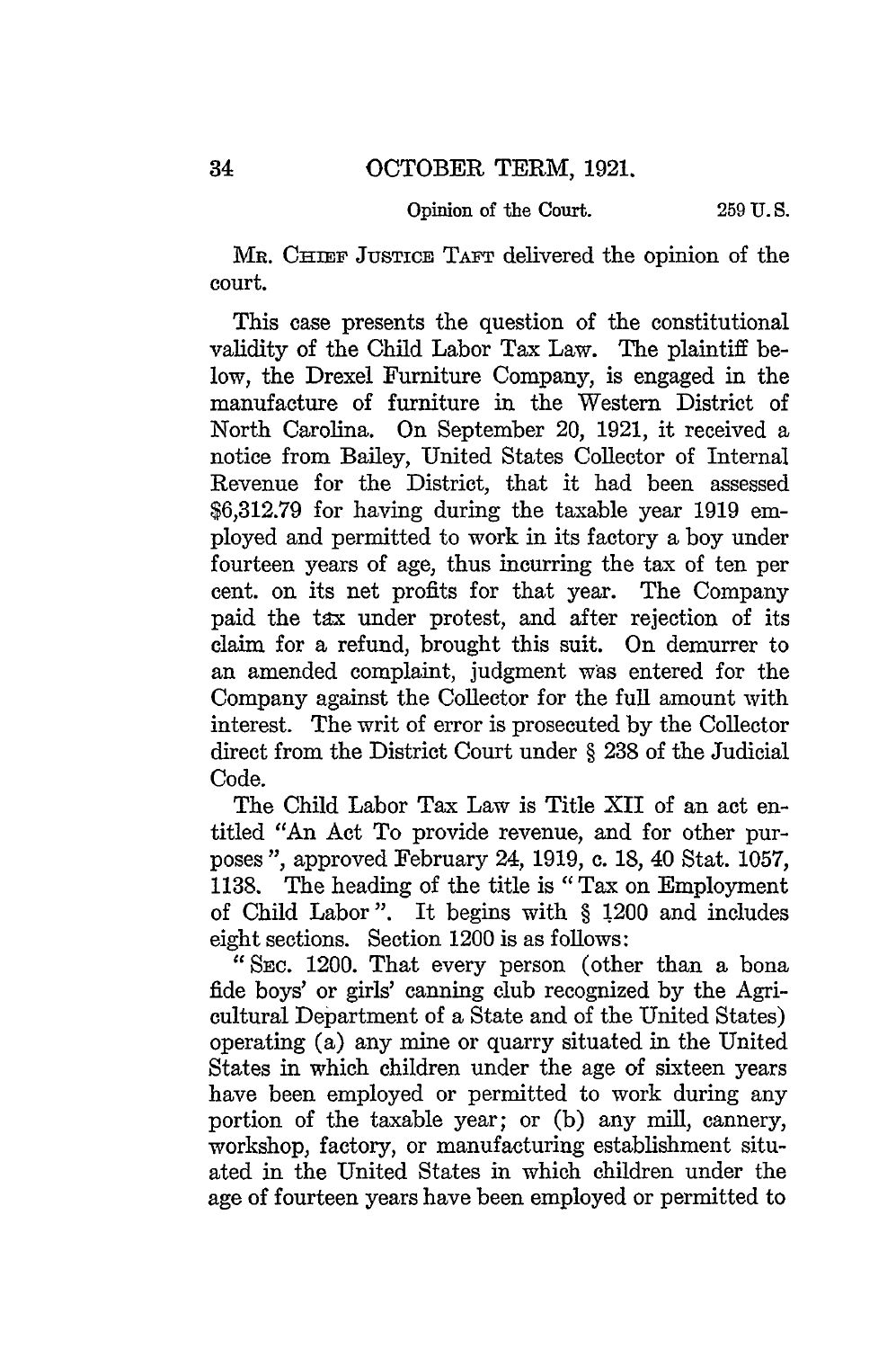Mr. Chief Justice Taft delivered the opinion of the court.

This case presents the question of the constitutional validity of the Child Labor Tax Law. The plaintiff below, the Drexel Furniture Company, is engaged in the manufacture of furniture in the Western District of North Carolina. On September 20, 1921, it received a notice from Bailey, United States Collector of Internal Revenue for the District, that it had been assessed \$6,312.79 for having during the taxable year 1919 employed and permitted to work in its factory a boy under fourteen years of age, thus incurring the tax of ten per cent. on its net profits for that year. The Company paid the tax under protest, and after rejection of its claim for a refund, brought this suit. On demurrer to an amended complaint, judgment was entered for the Company against the Collector for the full amount with interest. The writ of error is prosecuted by the Collector direct from the District Court under § 238 of the Judicial Code.

The Child Labor Tax Law is Title XII of an act entitled "An Act To provide revenue, and for other purposes", approved February 24, 1919, c. 18, 40 Stat. 1057, 1138. The heading of the title is "Tax on Employment of Child Labor". It begins with § 1200 and includes eight sections. Section 1200 is as follows:

"Sec. 1200. That every person (other than a bona fide boys' or girls' canning club recognized by the Agricultural Department of a State and of the United States) operating (a) any mine or quarry situated in the United States in which children under the age of sixteen years have been employed or permitted to work during any portion of the taxable year; or (b) any mill, cannery, workshop, factory, or manufacturing establishment situated in the United States in which children under the age of fourteen years have been employed or permitted to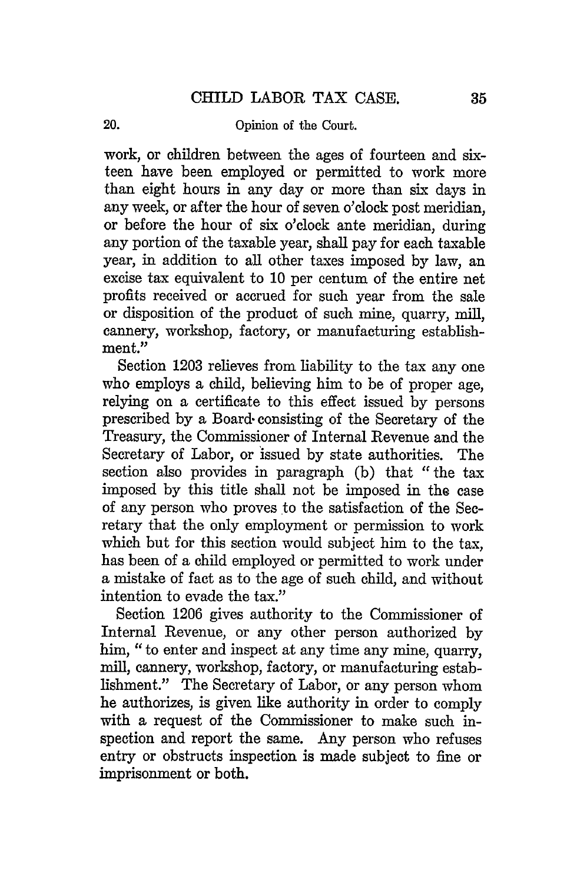work, or children between the ages of fourteen and sixteen have been employed or permitted to work more than eight hours in any day or more than six days in any week, or after the hour of seven o'clock post meridian, or before the hour of six o'clock ante meridian, during any portion of the taxable year, shall pay for each taxable year, in addition to all other taxes imposed by law, an excise tax equivalent to 10 per centum of the entire net profits received or accrued for such year from the sale or disposition of the product of such mine, quarry, mill, cannery, workshop, factory, or manufacturing establishment."

Section 1203 relieves from liability to the tax any one who employs a child, believing him to be of proper age, relying on a certificate to this effect issued by persons prescribed by a Board consisting of the Secretary of the Treasury, the Commissioner of Internal Revenue and the Secretary of Labor, or issued by state authorities. The section also provides in paragraph (b) that "the tax imposed by this title shall not be imposed in the case of any person who proves to the satisfaction of the Secretary that the only employment or permission to work which but for this section would subject him to the tax, has been of a child employed or permitted to work under a mistake of fact as to the age of such child, and without intention to evade the tax."

Section 1206 gives authority to the Commissioner of Internal Revenue, or any other person authorized by him, "to enter and inspect at any time any mine, quarry, mill, cannery, workshop, factory, or manufacturing establishment." The Secretary of Labor, or any person whom he authorizes, is given like authority in order to comply with a request of the Commissioner to make such inspection and report the same. Any person who refuses entry or obstructs inspection is made subject to fine or imprisonment or both.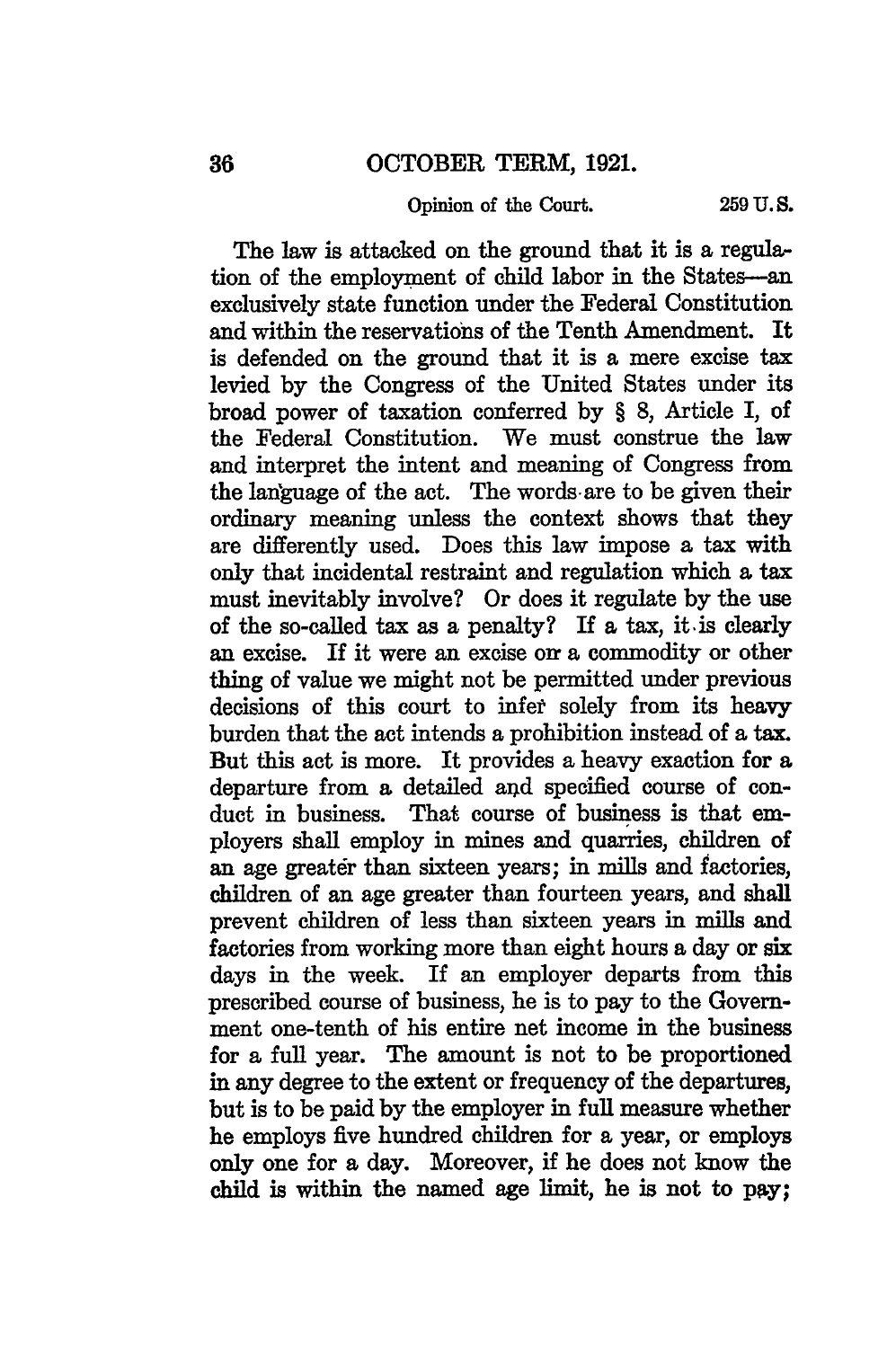The law is attacked on the ground that it is a regulation of the employment of child labor in the States—an exclusively state function under the Federal Constitution and within the reservations of the Tenth Amendment. It is defended on the ground that it is a mere excise tax levied by the Congress of the United States under its broad power of taxation conferred by § 8, Article I, of the Federal Constitution. We must construe the law and interpret the intent and meaning of Congress from the language of the act. The words are to be given their ordinary meaning unless the context shows that they are differently used. Does this law impose a tax with only that incidental restraint and regulation which a tax must inevitably involve? Or does it regulate by the use of the so-called tax as a penalty? If a tax, it is clearly an excise. If it were an excise on a commodity or other thing of value we might not be permitted under previous decisions of this court to infer solely from its heavy burden that the act intends a prohibition instead of a tax. But this act is more. It provides a heavy exaction for a departure from a detailed and specified course of conduct in business. That course of business is that employers shall employ in mines and quarries, children of an age greater than sixteen years; in mills and factories, children of an age greater than fourteen years, and shall prevent children of less than sixteen years in mills and factories from working more than eight hours a day or six days in the week. If an employer departs from this prescribed course of business, he is to pay to the Government one-tenth of his entire net income in the business for a full year. The amount is not to be proportioned in any degree to the extent or frequency of the departures, but is to be paid by the employer in full measure whether he employs five hundred children for a year, or employs only one for a day. Moreover, if he does not know the child is within the named age limit, he is not to pay;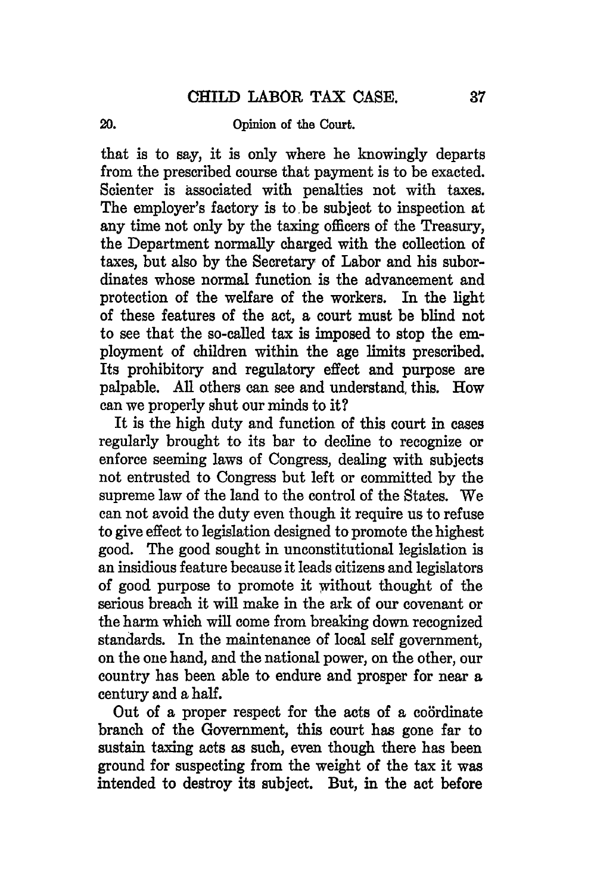that is to say, it is only where he knowingly departs from the prescribed course that payment is to be exacted. Scienter is associated with penalties not with taxes. The employer's factory is to be subject to inspection at any time not only by the taxing officers of the Treasury, the Department normally charged with the collection of taxes, but also by the Secretary of Labor and his subordinates whose normal function is the advancement and protection of the welfare of the workers. In the light of these features of the act, a court must be blind not to see that the so-called tax is imposed to stop the employment of children within the age limits prescribed. Its prohibitory and regulatory effect and purpose are palpable. All others can see and understand this. How can we properly shut our minds to it?

It is the high duty and function of this court in cases regularly brought to its bar to decline to recognize or enforce seeming laws of Congress, dealing with subjects not entrusted to Congress but left or committed by the supreme law of the land to the control of the States. We can not avoid the duty even though it require us to refuse to give effect to legislation designed to promote the highest good. The good sought in unconstitutional legislation is an insidious feature because it leads citizens and legislators of good purpose to promote it without thought of the serious breach it will make in the ark of our covenant or the harm which will come from breaking down recognized standards. In the maintenance of local self government, on the one hand, and the national power, on the other, our country has been able to endure and prosper for near a century and a half.

Out of a proper respect for the acts of a coördinate branch of the Government, this court has gone far to sustain taxing acts as such, even though there has been ground for suspecting from the weight of the tax it was intended to destroy its subject. But, in the act before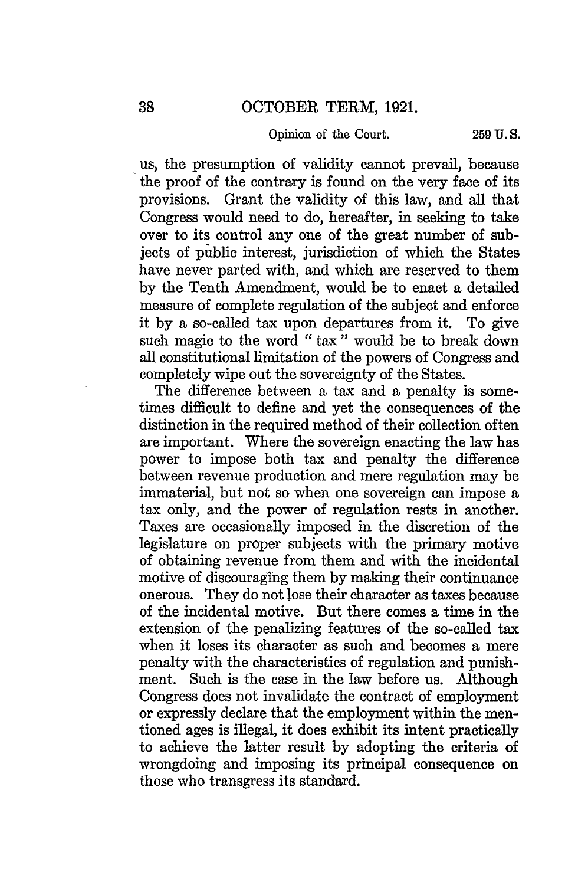us, the presumption of validity cannot prevail, because the proof of the contrary is found on the very face of its provisions. Grant the validity of this law, and all that Congress would need to do, hereafter, in seeking to take over to its control any one of the great number of subjects of public interest, jurisdiction of which the States have never parted with, and which are reserved to them by the Tenth Amendment, would be to enact a detailed measure of complete regulation of the subject and enforce it by a so-called tax upon departures from it. To give such magic to the word "tax" would be to break down all constitutional limitation of the powers of Congress and completely wipe out the sovereignty of the States.

The difference between a tax and a penalty is sometimes difficult to define and yet the consequences of the distinction in the required method of their collection often are important. Where the sovereign enacting the law has power to impose both tax and penalty the difference between revenue production and mere regulation may be immaterial, but not so when one sovereign can impose a tax only, and the power of regulation rests in another. Taxes are occasionally imposed in the discretion of the legislature on proper subjects with the primary motive of obtaining revenue from them and with the incidental motive of discouraging them by making their continuance onerous. They do not lose their character as taxes because of the incidental motive. But there comes a time in the extension of the penalizing features of the so-called tax when it loses its character as such and becomes a mere penalty with the characteristics of regulation and punishment. Such is the case in the law before us. Although Congress does not invalidate the contract of employment or expressly declare that the employment within the mentioned ages is illegal, it does exhibit its intent practically to achieve the latter result by adopting the criteria of wrongdoing and imposing its principal consequence on those who transgress its standard.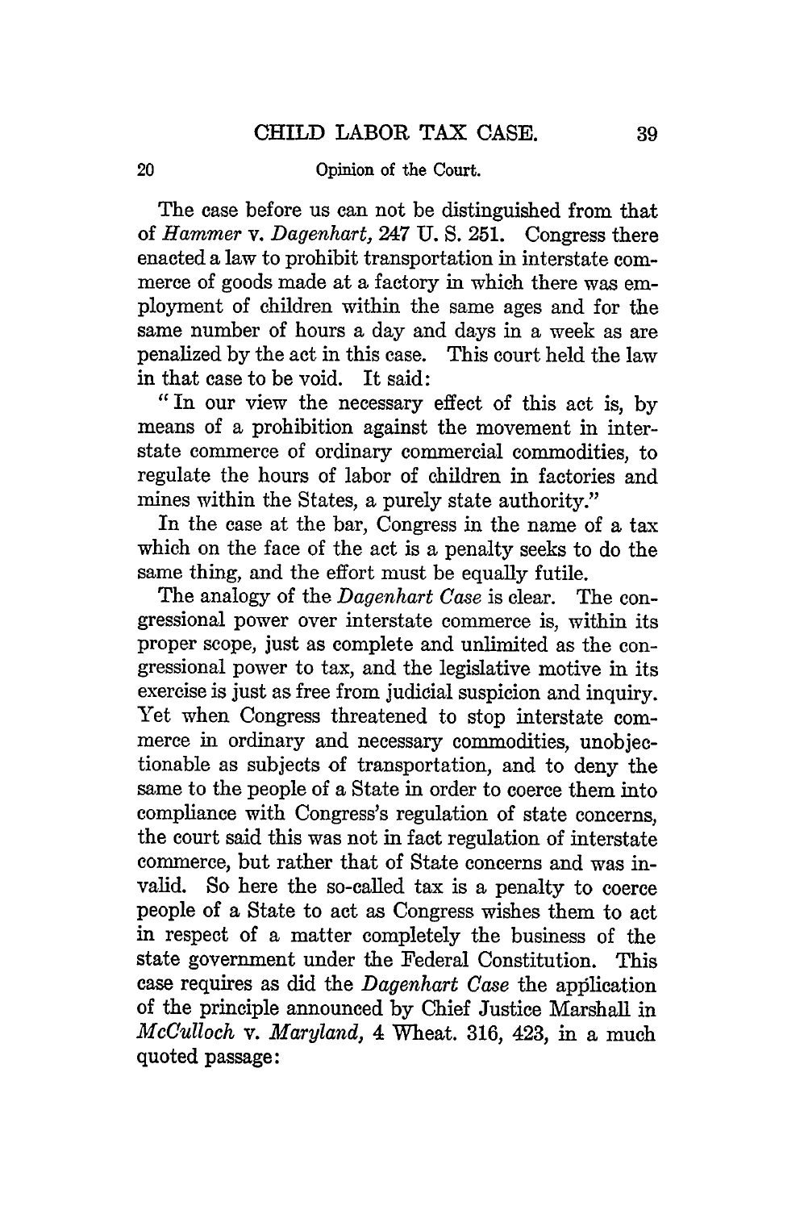The case before us can not be distinguished from that of *Hammer* v. *Dagenhart,* 247 U. S. 251. Congress there enacted a law to prohibit transportation in interstate commerce of goods made at a factory in which there was employment of children within the same ages and for the same number of hours a day and days in a week as are penalized by the act in this case. This court held the law in that case to be void. It said:

"In our view the necessary effect of this act is, by means of a prohibition against the movement in interstate commerce of ordinary commercial commodities, to regulate the hours of labor of children in factories and mines within the States, a purely state authority."

In the case at the bar, Congress in the name of a tax which on the face of the act is a penalty seeks to do the same thing, and the effort must be equally futile.

The analogy of the *Dagenhart Case* is clear. The congressional power over interstate commerce is, within its proper scope, just as complete and unlimited as the congressional power to tax, and the legislative motive in its exercise is just as free from judicial suspicion and inquiry. Yet when Congress threatened to stop interstate commerce in ordinary and necessary commodities, unobjectionable as subjects of transportation, and to deny the same to the people of a State in order to coerce them into compliance with Congress's regulation of state concerns, the court said this was not in fact regulation of interstate commerce, but rather that of State concerns and was invalid. So here the so-called tax is a penalty to coerce people of a State to act as Congress wishes them to act in respect of a matter completely the business of the state government under the Federal Constitution. This case requires as did the *Dagenhart Case* the application of the principle announced by Chief Justice Marshall in *McCulloch* v. *Maryland,* 4 Wheat. 316, 423, in a much quoted passage: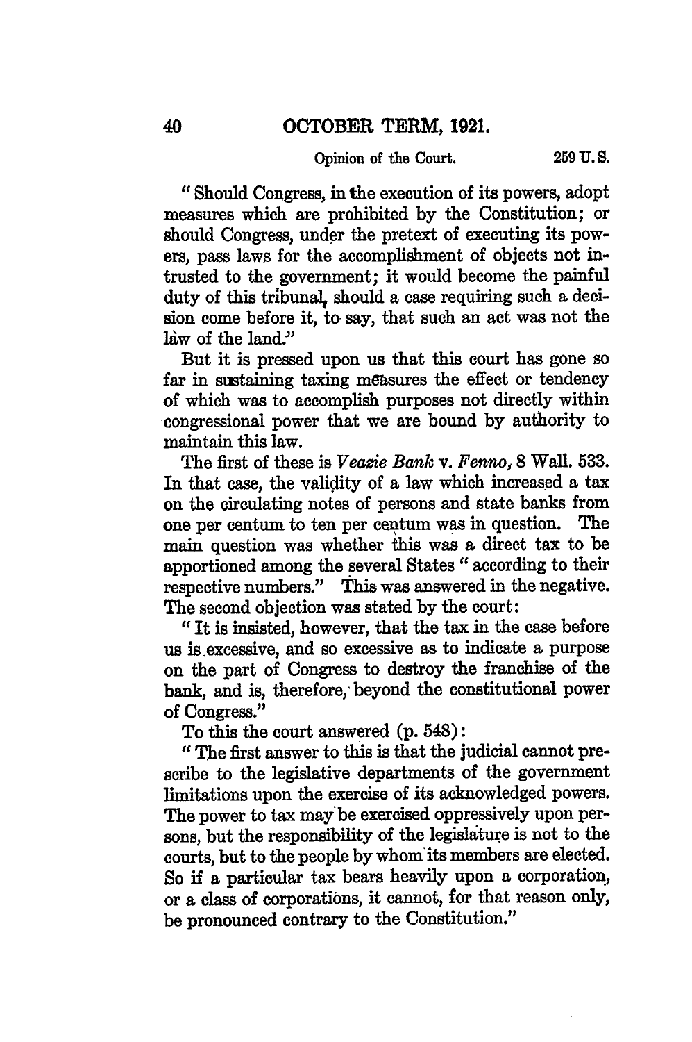"Should Congress, in the execution of its powers, adopt measures which are prohibited by the Constitution; or should Congress, under the pretext of executing its powers, pass laws for the accomplishment of objects not intrusted to the government; it would become the painful duty of this tribunal, should a case requiring such a decision come before it, to say, that such an act was not the law of the land."

But it is pressed upon us that this court has gone so far in sustaining taxing measures the effect or tendency of which was to accomplish purposes not directly within congressional power that we are bound by authority to maintain this law.

The first of these is *Veazie Bank* v. *Fenno*, 8 Wall. 533. In that case, the validity of a law which increased a tax on the circulating notes of persons and state banks from one per centum to ten per centum was in question. The main question was whether this was a direct tax to be apportioned among the several States "according to their respective numbers." This was answered in the negative. The second objection was stated by the court:

"It is insisted, however, that the tax in the case before us is excessive, and so excessive as to indicate a purpose on the part of Congress to destroy the franchise of the bank, and is, therefore, beyond the constitutional power of Congress."

To this the court answered (p. 548):

"The first answer to this is that the judicial cannot prescribe to the legislative departments of the government limitations upon the exercise of its acknowledged powers. The power to tax may be exercised oppressively upon persons, but the responsibility of the legislature is not to the courts, but to the people by whom its members are elected. So if a particular tax bears heavily upon a corporation, or a class of corporations, it cannot, for that reason only, be pronounced contrary to the Constitution."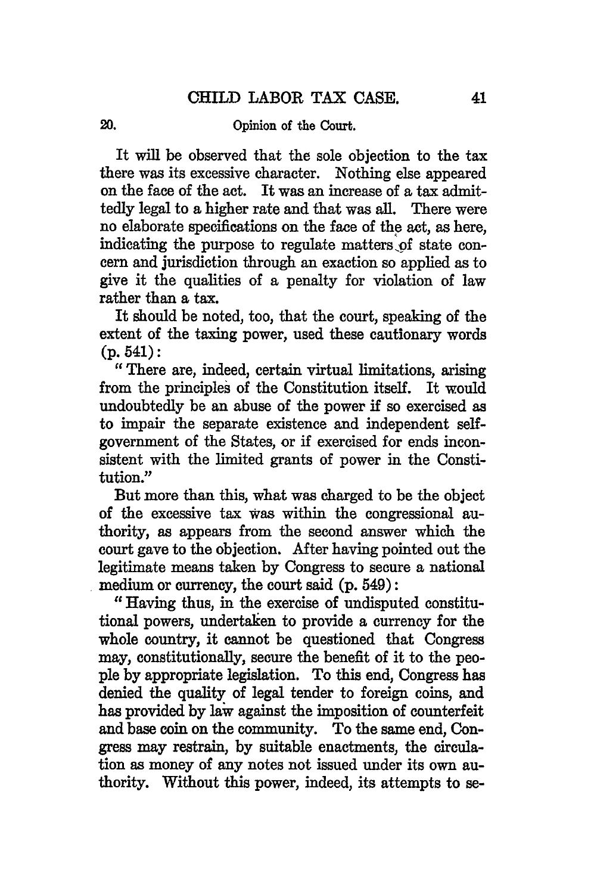It will be observed that the sole objection to the tax there was its excessive character. Nothing else appeared on the face of the act. It was an increase of a tax admittedly legal to a higher rate and that was all. There were no elaborate specifications on the face of the act, as here, indicating the purpose to regulate matters of state concern and jurisdiction through an exaction so applied as to give it the qualities of a penalty for violation of law rather than a tax.

It should be noted, too, that the court, speaking of the extent of the taxing power, used these cautionary words (p. 541):

"There are, indeed, certain virtual limitations, arising from the principles of the Constitution itself. It would undoubtedly be an abuse of the power if so exercised as to impair the separate existence and independent self-government of the States, or if exercised for ends inconsistent with the limited grants of power in the Constitution."

But more than this, what was charged to be the object of the excessive tax was within the congressional authority, as appears from the second answer which the court gave to the objection. After having pointed out the legitimate means taken by Congress to secure a national medium or currency, the court said (p. 549):

"Having thus, in the exercise of undisputed constitutional powers, undertaken to provide a currency for the whole country, it cannot be questioned that Congress may, constitutionally, secure the benefit of it to the people by appropriate legislation. To this end, Congress has denied the quality of legal tender to foreign coins, and has provided by law against the imposition of counterfeit and base coin on the community. To the same end, Congress may restrain, by suitable enactments, the circulation as money of any notes not issued under its own authority. Without this power, indeed, its attempts to se-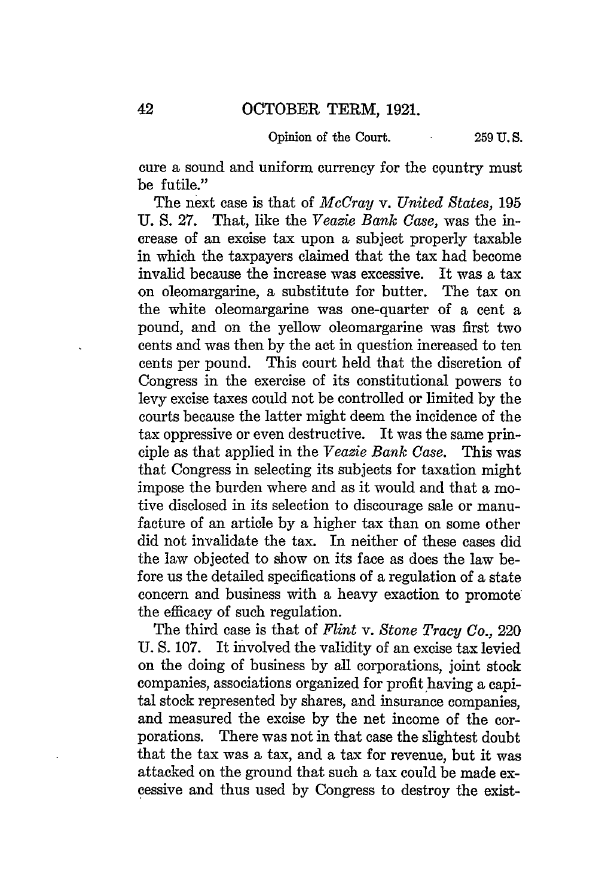cure a sound and uniform currency for the country must be futile."

The next case is that of *McCray* v. *United States,* 195 U. S. 27. That, like the *Veazie Bank Case,* was the increase of an excise tax upon a subject properly taxable in which the taxpayers claimed that the tax had become invalid because the increase was excessive. It was a tax on oleomargarine, a substitute for butter. The tax on the white oleomargarine was one-quarter of a cent a pound, and on the yellow oleomargarine was first two cents and was then by the act in question increased to ten cents per pound. This court held that the discretion of Congress in the exercise of its constitutional powers to levy excise taxes could not be controlled or limited by the courts because the latter might deem the incidence of the tax oppressive or even destructive. It was the same principle as that applied in the *Veazie Bank Case.* This was that Congress in selecting its subjects for taxation might impose the burden where and as it would and that a motive disclosed in its selection to discourage sale or manufacture of an article by a higher tax than on some other did not invalidate the tax. In neither of these cases did the law objected to show on its face as does the law before us the detailed specifications of a regulation of a state concern and business with a heavy exaction to promote the efficacy of such regulation.

The third case is that of *Flint* v. *Stone Tracy Co.,* 220 U. S. 107. It involved the validity of an excise tax levied on the doing of business by all corporations, joint stock companies, associations organized for profit having a capital stock represented by shares, and insurance companies, and measured the excise by the net income of the corporations. There was not in that case the slightest doubt that the tax was a tax, and a tax for revenue, but it was attacked on the ground that such a tax could be made excessive and thus used by Congress to destroy the exist-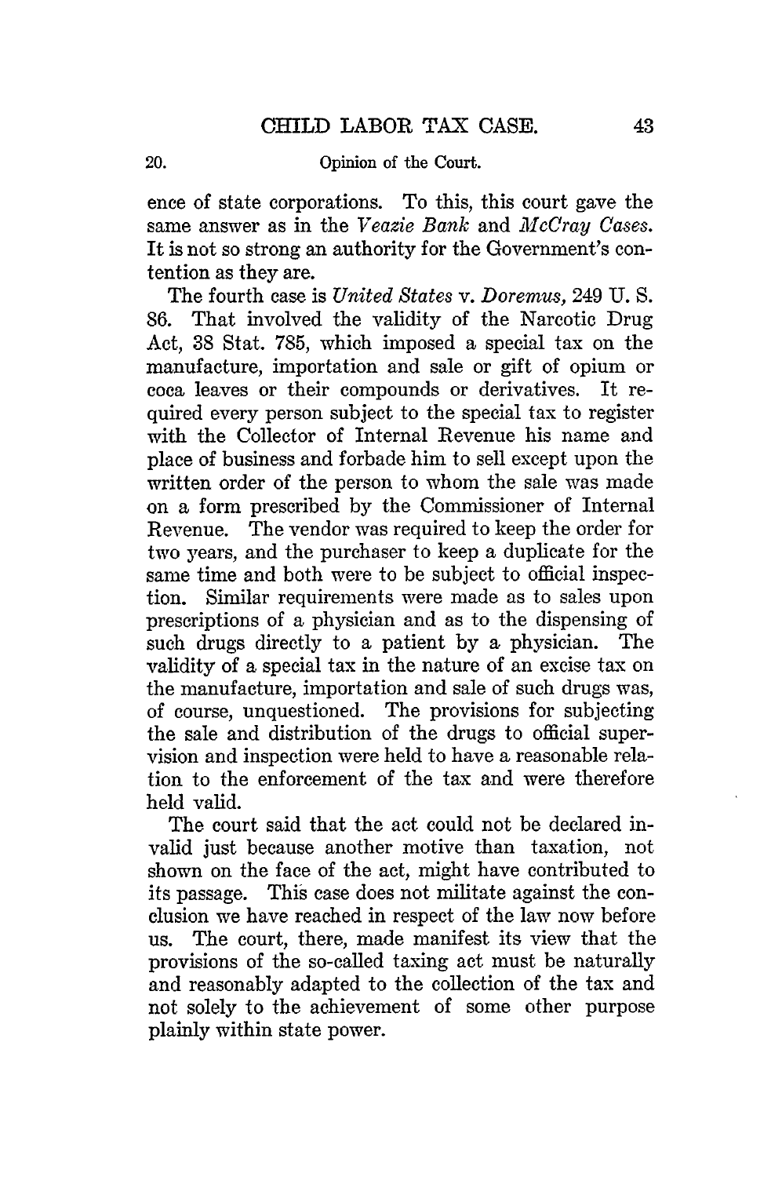ence of state corporations. To this, this court gave the same answer as in the *Veazie Bank* and *McCray Cases.* It is not so strong an authority for the Government's contention as they are.

The fourth case is *United States* v. *Doremus,* 249 U. S. 86. That involved the validity of the Narcotic Drug Act, 38 Stat. 785, which imposed a special tax on the manufacture, importation and sale or gift of opium or coca leaves or their compounds or derivatives. It required every person subject to the special tax to register with the Collector of Internal Revenue his name and place of business and forbade him to sell except upon the written order of the person to whom the sale was made on a form prescribed by the Commissioner of Internal Revenue. The vendor was required to keep the order for two years, and the purchaser to keep a duplicate for the same time and both were to be subject to official inspection. Similar requirements were made as to sales upon prescriptions of a physician and as to the dispensing of such drugs directly to a patient by a physician. The validity of a special tax in the nature of an excise tax on the manufacture, importation and sale of such drugs was, of course, unquestioned. The provisions for subjecting the sale and distribution of the drugs to official supervision and inspection were held to have a reasonable relation to the enforcement of the tax and were therefore held valid.

The court said that the act could not be declared invalid just because another motive than taxation, not shown on the face of the act, might have contributed to its passage. This case does not militate against the conclusion we have reached in respect of the law now before us. The court, there, made manifest its view that the provisions of the so-called taxing act must be naturally and reasonably adapted to the collection of the tax and not solely to the achievement of some other purpose plainly within state power.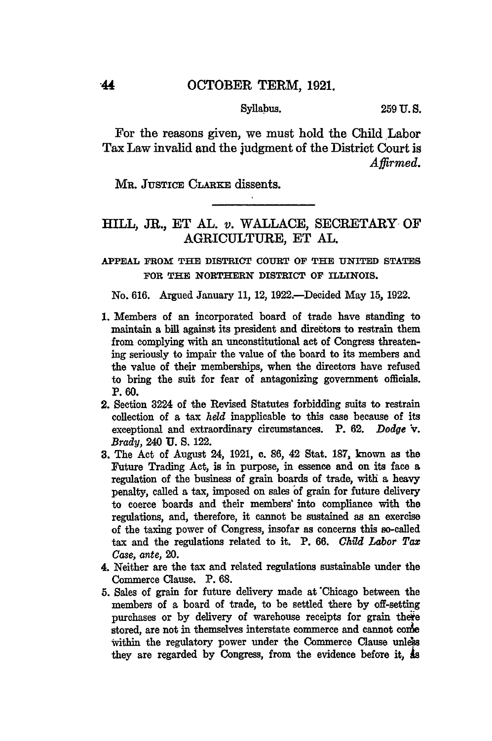For the reasons given, we must hold the Child Labor Tax Law invalid and the judgment of the District Court is *Affirmed.*

MR. JUSTICE CLARKE dissents.

---

## HILL, JR., ET AL. *v.* WALLACE, SECRETARY OF AGRICULTURE, ET AL.

APPEAL FROM THE DISTRICT COURT OF THE UNITED STATES FOR THE NORTHERN DISTRICT OF ILLINOIS.

No. 616. Argued January 11, 12, 1922.—Decided May 15, 1922.

1. Members of an incorporated board of trade have standing to maintain a bill against its president and directors to restrain them from complying with an unconstitutional act of Congress threatening seriously to impair the value of the board to its members and the value of their memberships, when the directors have refused to bring the suit for fear of antagonizing government officials. P. 60.
2. Section 3224 of the Revised Statutes forbidding suits to restrain collection of a tax *held* inapplicable to this case because of its exceptional and extraordinary circumstances. P. 62. *Dodge* v. *Brady*, 240 U. S. 122.
3. The Act of August 24, 1921, c. 86, 42 Stat. 187, known as the Future Trading Act, is in purpose, in essence and on its face a regulation of the business of grain boards of trade, with a heavy penalty, called a tax, imposed on sales of grain for future delivery to coerce boards and their members into compliance with the regulations, and, therefore, it cannot be sustained as an exercise of the taxing power of Congress, insofar as concerns this so-called tax and the regulations related to it. P. 66. *Child Labor Tax Case*, *ante*, 20.
4. Neither are the tax and related regulations sustainable under the Commerce Clause. P. 68.
5. Sales of grain for future delivery made at Chicago between the members of a board of trade, to be settled there by off-setting purchases or by delivery of warehouse receipts for grain there stored, are not in themselves interstate commerce and cannot come within the regulatory power under the Commerce Clause unless they are regarded by Congress, from the evidence before it, as